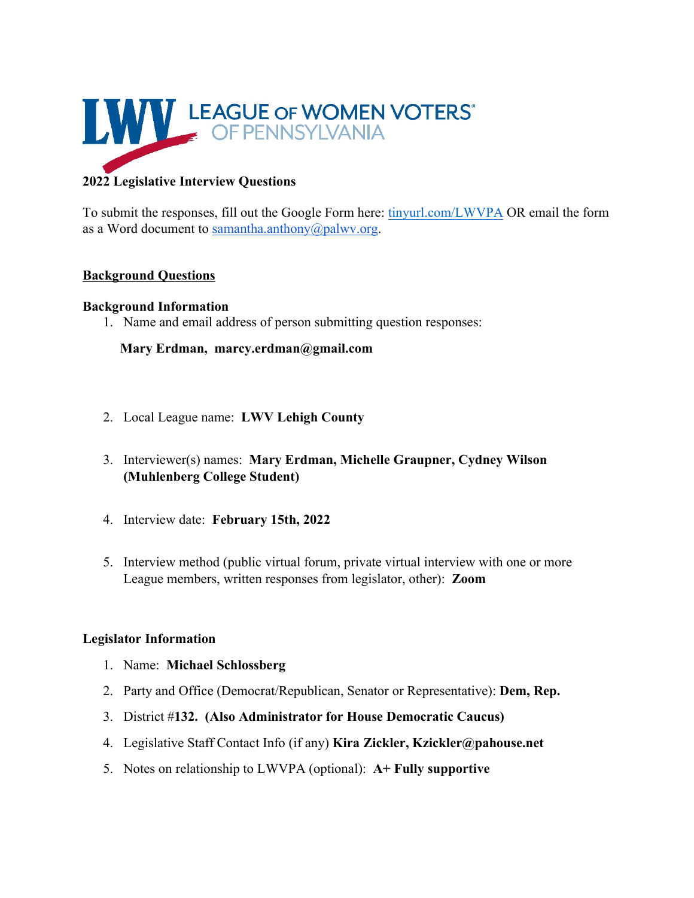LEAGUE OF WOMEN VOTERS® OF PENNSYLVANIA

**2022 Legislative Interview Questions**

To submit the responses, fill out the Google Form here: tinyurl.com/LWVPA OR email the form as a Word document to samantha.anthony@palwv.org.

## Background Questions

### Background Information

1. Name and email address of person submitting question responses:

   **Mary Erdman, marcy.erdman@gmail.com**

2. Local League name: **LWV Lehigh County**
3. Interviewer(s) names: **Mary Erdman, Michelle Graupner, Cydney Wilson (Muhlenberg College Student)**
4. Interview date: **February 15th, 2022**
5. Interview method (public virtual forum, private virtual interview with one or more League members, written responses from legislator, other): **Zoom**

### Legislator Information

1. Name: **Michael Schlossberg**
2. Party and Office (Democrat/Republican, Senator or Representative): **Dem, Rep.**
3. District #**132. (Also Administrator for House Democratic Caucus)**
4. Legislative Staff Contact Info (if any) **Kira Zickler, Kzickler@pahouse.net**
5. Notes on relationship to LWVPA (optional): **A+ Fully supportive**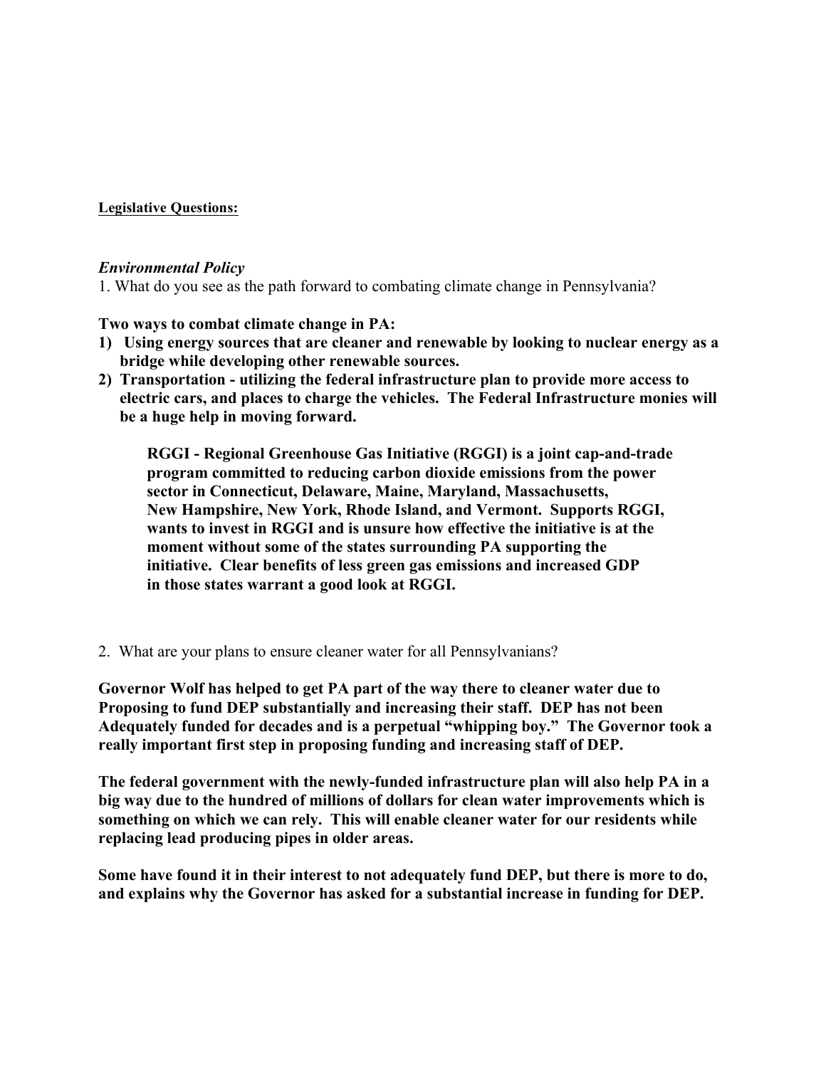**Legislative Questions:**

***Environmental Policy***

1. What do you see as the path forward to combating climate change in Pennsylvania?

**Two ways to combat climate change in PA:**

1) **Using energy sources that are cleaner and renewable by looking to nuclear energy as a bridge while developing other renewable sources.**
2) **Transportation - utilizing the federal infrastructure plan to provide more access to electric cars, and places to charge the vehicles. The Federal Infrastructure monies will be a huge help in moving forward.**

   **RGGI - Regional Greenhouse Gas Initiative (RGGI) is a joint cap-and-trade program committed to reducing carbon dioxide emissions from the power sector in Connecticut, Delaware, Maine, Maryland, Massachusetts, New Hampshire, New York, Rhode Island, and Vermont. Supports RGGI, wants to invest in RGGI and is unsure how effective the initiative is at the moment without some of the states surrounding PA supporting the initiative. Clear benefits of less green gas emissions and increased GDP in those states warrant a good look at RGGI.**

2. What are your plans to ensure cleaner water for all Pennsylvanians?

**Governor Wolf has helped to get PA part of the way there to cleaner water due to Proposing to fund DEP substantially and increasing their staff. DEP has not been Adequately funded for decades and is a perpetual "whipping boy." The Governor took a really important first step in proposing funding and increasing staff of DEP.**

**The federal government with the newly-funded infrastructure plan will also help PA in a big way due to the hundred of millions of dollars for clean water improvements which is something on which we can rely. This will enable cleaner water for our residents while replacing lead producing pipes in older areas.**

**Some have found it in their interest to not adequately fund DEP, but there is more to do, and explains why the Governor has asked for a substantial increase in funding for DEP.**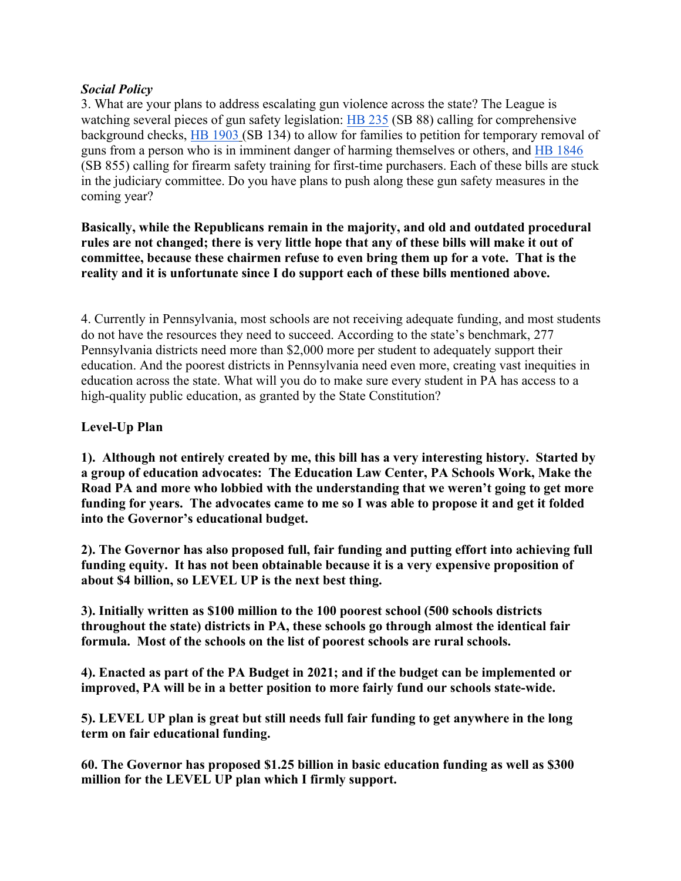***Social Policy***

3. What are your plans to address escalating gun violence across the state? The League is watching several pieces of gun safety legislation: HB 235 (SB 88) calling for comprehensive background checks, HB 1903 (SB 134) to allow for families to petition for temporary removal of guns from a person who is in imminent danger of harming themselves or others, and HB 1846 (SB 855) calling for firearm safety training for first-time purchasers. Each of these bills are stuck in the judiciary committee. Do you have plans to push along these gun safety measures in the coming year?

**Basically, while the Republicans remain in the majority, and old and outdated procedural rules are not changed; there is very little hope that any of these bills will make it out of committee, because these chairmen refuse to even bring them up for a vote. That is the reality and it is unfortunate since I do support each of these bills mentioned above.**

4. Currently in Pennsylvania, most schools are not receiving adequate funding, and most students do not have the resources they need to succeed. According to the state's benchmark, 277 Pennsylvania districts need more than $2,000 more per student to adequately support their education. And the poorest districts in Pennsylvania need even more, creating vast inequities in education across the state. What will you do to make sure every student in PA has access to a high-quality public education, as granted by the State Constitution?

**Level-Up Plan**

**1). Although not entirely created by me, this bill has a very interesting history. Started by a group of education advocates: The Education Law Center, PA Schools Work, Make the Road PA and more who lobbied with the understanding that we weren't going to get more funding for years. The advocates came to me so I was able to propose it and get it folded into the Governor's educational budget.**

**2). The Governor has also proposed full, fair funding and putting effort into achieving full funding equity. It has not been obtainable because it is a very expensive proposition of about $4 billion, so LEVEL UP is the next best thing.**

**3). Initially written as $100 million to the 100 poorest school (500 schools districts throughout the state) districts in PA, these schools go through almost the identical fair formula. Most of the schools on the list of poorest schools are rural schools.**

**4). Enacted as part of the PA Budget in 2021; and if the budget can be implemented or improved, PA will be in a better position to more fairly fund our schools state-wide.**

**5). LEVEL UP plan is great but still needs full fair funding to get anywhere in the long term on fair educational funding.**

**60. The Governor has proposed $1.25 billion in basic education funding as well as $300 million for the LEVEL UP plan which I firmly support.**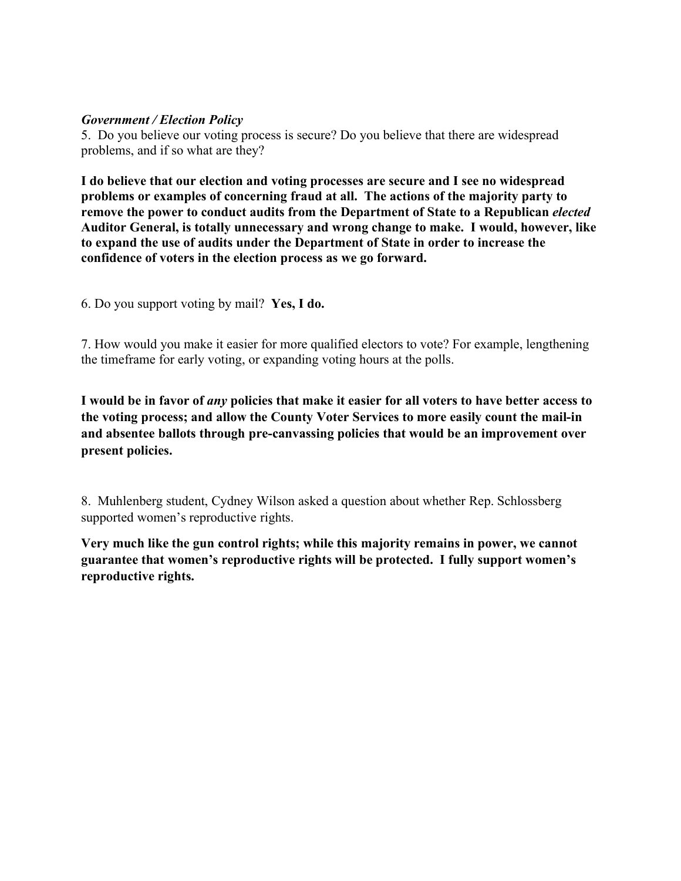***Government / Election Policy***

5. Do you believe our voting process is secure? Do you believe that there are widespread problems, and if so what are they?

**I do believe that our election and voting processes are secure and I see no widespread problems or examples of concerning fraud at all. The actions of the majority party to remove the power to conduct audits from the Department of State to a Republican *elected* Auditor General, is totally unnecessary and wrong change to make. I would, however, like to expand the use of audits under the Department of State in order to increase the confidence of voters in the election process as we go forward.**

6. Do you support voting by mail? **Yes, I do.**

7. How would you make it easier for more qualified electors to vote? For example, lengthening the timeframe for early voting, or expanding voting hours at the polls.

**I would be in favor of *any* policies that make it easier for all voters to have better access to the voting process; and allow the County Voter Services to more easily count the mail-in and absentee ballots through pre-canvassing policies that would be an improvement over present policies.**

8. Muhlenberg student, Cydney Wilson asked a question about whether Rep. Schlossberg supported women's reproductive rights.

**Very much like the gun control rights; while this majority remains in power, we cannot guarantee that women's reproductive rights will be protected. I fully support women's reproductive rights.**